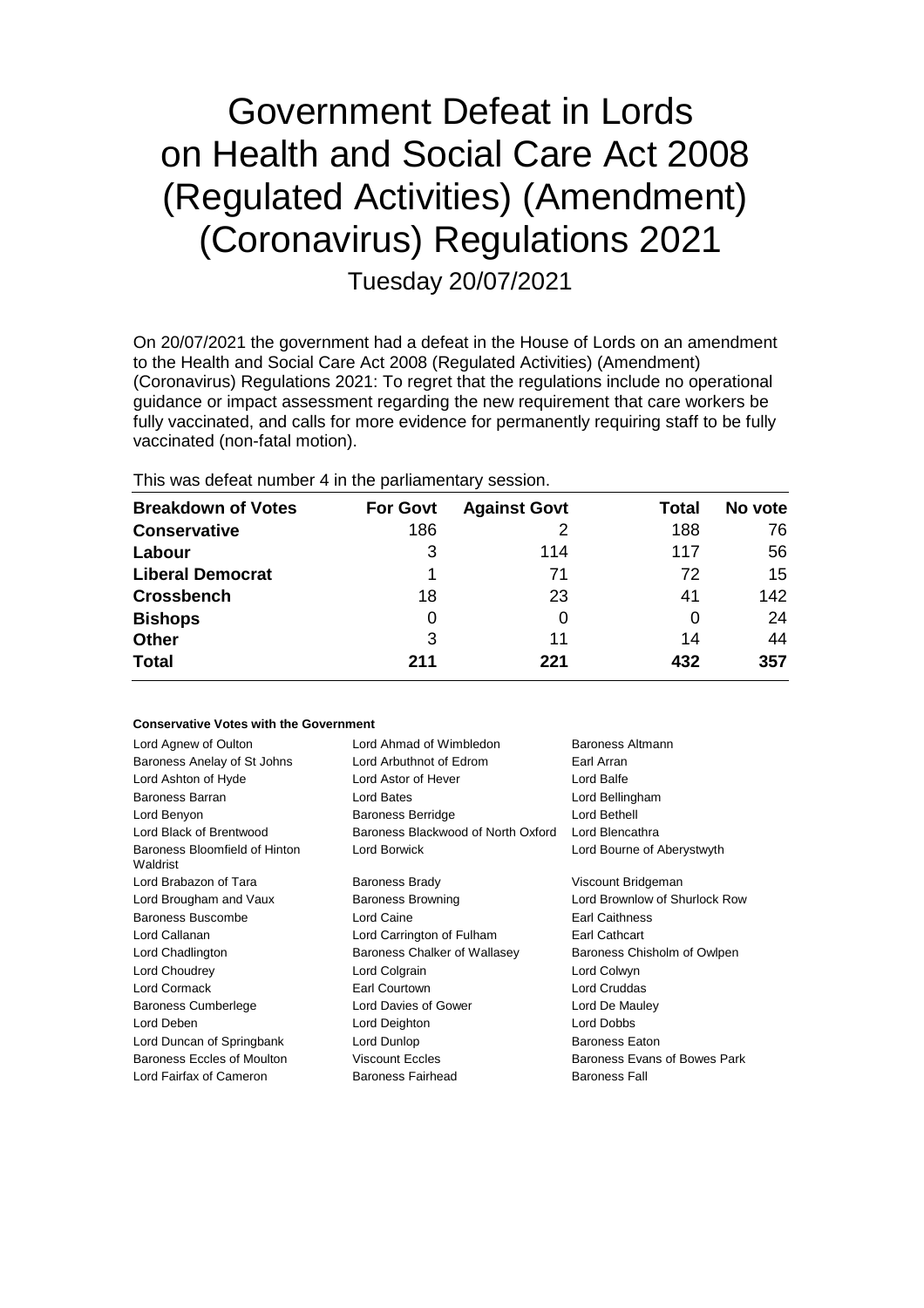# Government Defeat in Lords on Health and Social Care Act 2008 (Regulated Activities) (Amendment) (Coronavirus) Regulations 2021

Tuesday 20/07/2021

On 20/07/2021 the government had a defeat in the House of Lords on an amendment to the Health and Social Care Act 2008 (Regulated Activities) (Amendment) (Coronavirus) Regulations 2021: To regret that the regulations include no operational guidance or impact assessment regarding the new requirement that care workers be fully vaccinated, and calls for more evidence for permanently requiring staff to be fully vaccinated (non-fatal motion).

This was defeat number 4 in the parliamentary session.

| Breakdown of Votes | For Govt | Against Govt | Total | No vote |
|---|---|---|---|---|
| **Conservative** | 186 | 2 | 188 | 76 |
| **Labour** | 3 | 114 | 117 | 56 |
| **Liberal Democrat** | 1 | 71 | 72 | 15 |
| **Crossbench** | 18 | 23 | 41 | 142 |
| **Bishops** | 0 | 0 | 0 | 24 |
| **Other** | 3 | 11 | 14 | 44 |
| **Total** | **211** | **221** | **432** | **357** |

#### Conservative Votes with the Government

| | | |
|---|---|---|
| Lord Agnew of Oulton | Lord Ahmad of Wimbledon | Baroness Altmann |
| Baroness Anelay of St Johns | Lord Arbuthnot of Edrom | Earl Arran |
| Lord Ashton of Hyde | Lord Astor of Hever | Lord Balfe |
| Baroness Barran | Lord Bates | Lord Bellingham |
| Lord Benyon | Baroness Berridge | Lord Bethell |
| Lord Black of Brentwood | Baroness Blackwood of North Oxford | Lord Blencathra |
| Baroness Bloomfield of Hinton Waldrist | Lord Borwick | Lord Bourne of Aberystwyth |
| Lord Brabazon of Tara | Baroness Brady | Viscount Bridgeman |
| Lord Brougham and Vaux | Baroness Browning | Lord Brownlow of Shurlock Row |
| Baroness Buscombe | Lord Caine | Earl Caithness |
| Lord Callanan | Lord Carrington of Fulham | Earl Cathcart |
| Lord Chadlington | Baroness Chalker of Wallasey | Baroness Chisholm of Owlpen |
| Lord Choudrey | Lord Colgrain | Lord Colwyn |
| Lord Cormack | Earl Courtown | Lord Cruddas |
| Baroness Cumberlege | Lord Davies of Gower | Lord De Mauley |
| Lord Deben | Lord Deighton | Lord Dobbs |
| Lord Duncan of Springbank | Lord Dunlop | Baroness Eaton |
| Baroness Eccles of Moulton | Viscount Eccles | Baroness Evans of Bowes Park |
| Lord Fairfax of Cameron | Baroness Fairhead | Baroness Fall |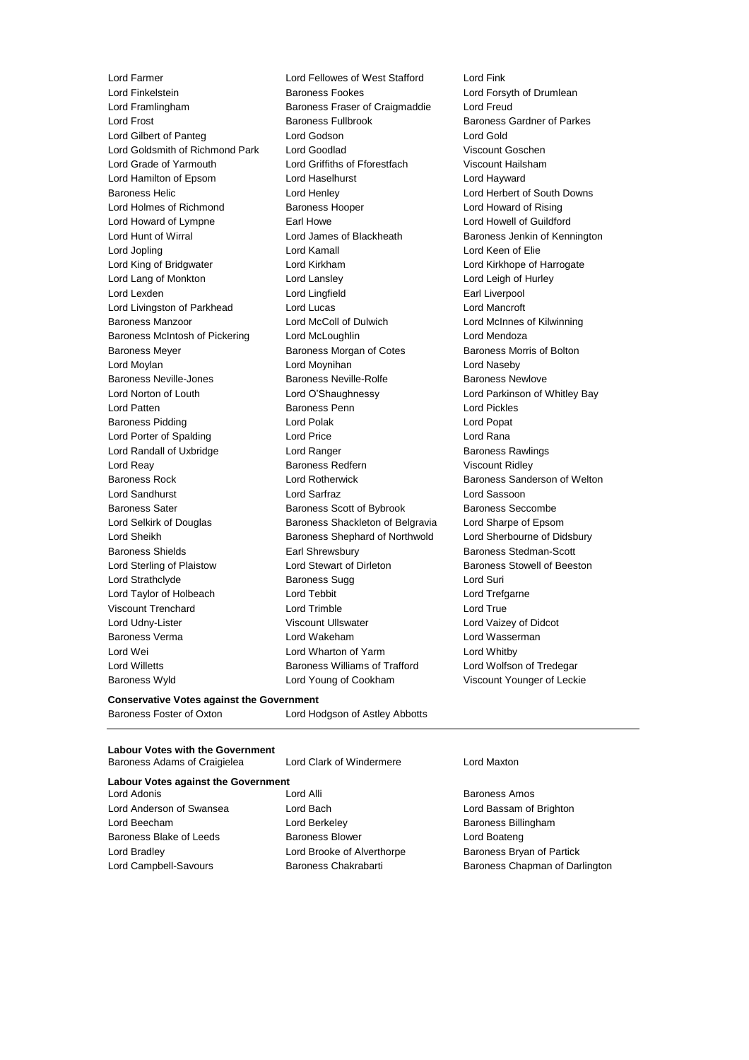Lord Farmer
Lord Fellowes of West Stafford
Lord Fink
Lord Finkelstein
Baroness Fookes
Lord Forsyth of Drumlean
Lord Framlingham
Baroness Fraser of Craigmaddie
Lord Freud
Lord Frost
Baroness Fullbrook
Baroness Gardner of Parkes
Lord Gilbert of Panteg
Lord Godson
Lord Gold
Lord Goldsmith of Richmond Park
Lord Goodlad
Viscount Goschen
Lord Grade of Yarmouth
Lord Griffiths of Fforestfach
Viscount Hailsham
Lord Hamilton of Epsom
Lord Haselhurst
Lord Hayward
Baroness Helic
Lord Henley
Lord Herbert of South Downs
Lord Holmes of Richmond
Baroness Hooper
Lord Howard of Rising
Lord Howard of Lympne
Earl Howe
Lord Howell of Guildford
Lord Hunt of Wirral
Lord James of Blackheath
Baroness Jenkin of Kennington
Lord Jopling
Lord Kamall
Lord Keen of Elie
Lord King of Bridgwater
Lord Kirkham
Lord Kirkhope of Harrogate
Lord Lang of Monkton
Lord Lansley
Lord Leigh of Hurley
Lord Lexden
Lord Lingfield
Earl Liverpool
Lord Livingston of Parkhead
Lord Lucas
Lord Mancroft
Baroness Manzoor
Lord McColl of Dulwich
Lord McInnes of Kilwinning
Baroness McIntosh of Pickering
Lord McLoughlin
Lord Mendoza
Baroness Meyer
Baroness Morgan of Cotes
Baroness Morris of Bolton
Lord Moylan
Lord Moynihan
Lord Naseby
Baroness Neville-Jones
Baroness Neville-Rolfe
Baroness Newlove
Lord Norton of Louth
Lord O'Shaughnessy
Lord Parkinson of Whitley Bay
Lord Patten
Baroness Penn
Lord Pickles
Baroness Pidding
Lord Polak
Lord Popat
Lord Porter of Spalding
Lord Price
Lord Rana
Lord Randall of Uxbridge
Lord Ranger
Baroness Rawlings
Lord Reay
Baroness Redfern
Viscount Ridley
Baroness Rock
Lord Rotherwick
Baroness Sanderson of Welton
Lord Sandhurst
Lord Sarfraz
Lord Sassoon
Baroness Sater
Baroness Scott of Bybrook
Baroness Seccombe
Lord Selkirk of Douglas
Baroness Shackleton of Belgravia
Lord Sharpe of Epsom
Lord Sheikh
Baroness Shephard of Northwold
Lord Sherbourne of Didsbury
Baroness Shields
Earl Shrewsbury
Baroness Stedman-Scott
Lord Sterling of Plaistow
Lord Stewart of Dirleton
Baroness Stowell of Beeston
Lord Strathclyde
Baroness Sugg
Lord Suri
Lord Taylor of Holbeach
Lord Tebbit
Lord Trefgarne
Viscount Trenchard
Lord Trimble
Lord True
Lord Udny-Lister
Viscount Ullswater
Lord Vaizey of Didcot
Baroness Verma
Lord Wakeham
Lord Wasserman
Lord Wei
Lord Wharton of Yarm
Lord Whitby
Lord Willetts
Baroness Williams of Trafford
Lord Wolfson of Tredegar
Baroness Wyld
Lord Young of Cookham
Viscount Younger of Leckie

**Conservative Votes against the Government**

Baroness Foster of Oxton
Lord Hodgson of Astley Abbotts

**Labour Votes with the Government**

Baroness Adams of Craigielea
Lord Clark of Windermere
Lord Maxton

**Labour Votes against the Government**

Lord Adonis
Lord Alli
Baroness Amos
Lord Anderson of Swansea
Lord Bach
Lord Bassam of Brighton
Lord Beecham
Lord Berkeley
Baroness Billingham
Baroness Blake of Leeds
Baroness Blower
Lord Boateng
Lord Bradley
Lord Brooke of Alverthorpe
Baroness Bryan of Partick
Lord Campbell-Savours
Baroness Chakrabarti
Baroness Chapman of Darlington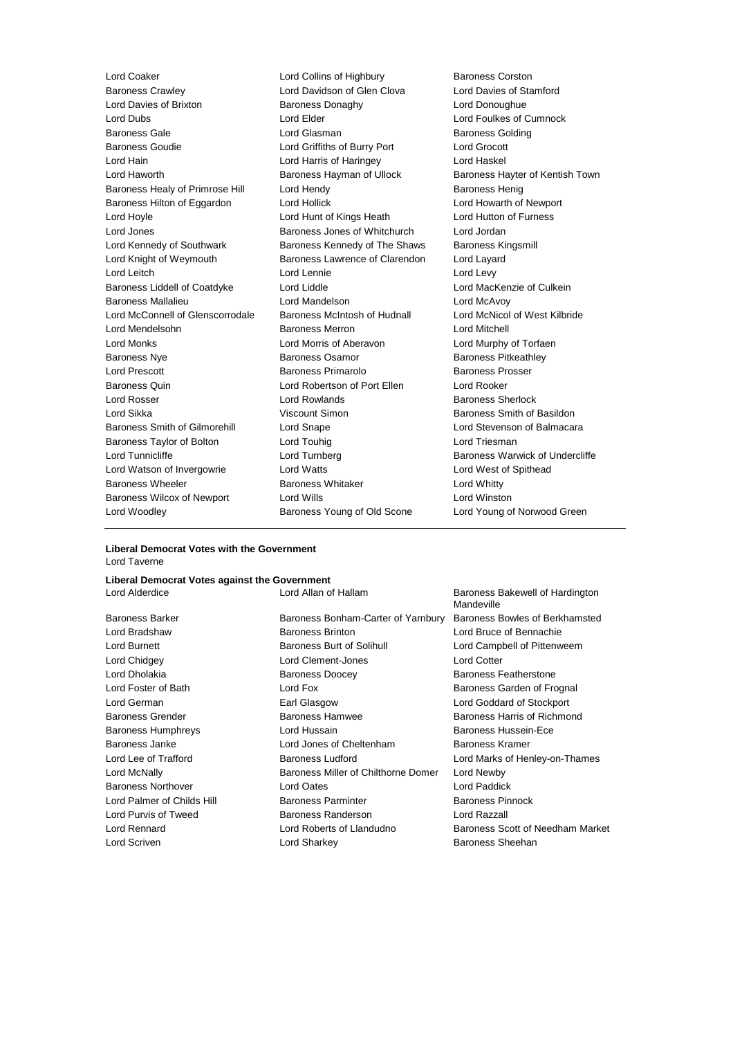| | | |
|---|---|---|
| Lord Coaker | Lord Collins of Highbury | Baroness Corston |
| Baroness Crawley | Lord Davidson of Glen Clova | Lord Davies of Stamford |
| Lord Davies of Brixton | Baroness Donaghy | Lord Donoughue |
| Lord Dubs | Lord Elder | Lord Foulkes of Cumnock |
| Baroness Gale | Lord Glasman | Baroness Golding |
| Baroness Goudie | Lord Griffiths of Burry Port | Lord Grocott |
| Lord Hain | Lord Harris of Haringey | Lord Haskel |
| Lord Haworth | Baroness Hayman of Ullock | Baroness Hayter of Kentish Town |
| Baroness Healy of Primrose Hill | Lord Hendy | Baroness Henig |
| Baroness Hilton of Eggardon | Lord Hollick | Lord Howarth of Newport |
| Lord Hoyle | Lord Hunt of Kings Heath | Lord Hutton of Furness |
| Lord Jones | Baroness Jones of Whitchurch | Lord Jordan |
| Lord Kennedy of Southwark | Baroness Kennedy of The Shaws | Baroness Kingsmill |
| Lord Knight of Weymouth | Baroness Lawrence of Clarendon | Lord Layard |
| Lord Leitch | Lord Lennie | Lord Levy |
| Baroness Liddell of Coatdyke | Lord Liddle | Lord MacKenzie of Culkein |
| Baroness Mallalieu | Lord Mandelson | Lord McAvoy |
| Lord McConnell of Glenscorrodale | Baroness McIntosh of Hudnall | Lord McNicol of West Kilbride |
| Lord Mendelsohn | Baroness Merron | Lord Mitchell |
| Lord Monks | Lord Morris of Aberavon | Lord Murphy of Torfaen |
| Baroness Nye | Baroness Osamor | Baroness Pitkeathley |
| Lord Prescott | Baroness Primarolo | Baroness Prosser |
| Baroness Quin | Lord Robertson of Port Ellen | Lord Rooker |
| Lord Rosser | Lord Rowlands | Baroness Sherlock |
| Lord Sikka | Viscount Simon | Baroness Smith of Basildon |
| Baroness Smith of Gilmorehill | Lord Snape | Lord Stevenson of Balmacara |
| Baroness Taylor of Bolton | Lord Touhig | Lord Triesman |
| Lord Tunnicliffe | Lord Turnberg | Baroness Warwick of Undercliffe |
| Lord Watson of Invergowrie | Lord Watts | Lord West of Spithead |
| Baroness Wheeler | Baroness Whitaker | Lord Whitty |
| Baroness Wilcox of Newport | Lord Wills | Lord Winston |
| Lord Woodley | Baroness Young of Old Scone | Lord Young of Norwood Green |

**Liberal Democrat Votes with the Government**

Lord Taverne

**Liberal Democrat Votes against the Government**

| | | |
|---|---|---|
| Lord Alderdice | Lord Allan of Hallam | Baroness Bakewell of Hardington Mandeville |
| Baroness Barker | Baroness Bonham-Carter of Yarnbury | Baroness Bowles of Berkhamsted |
| Lord Bradshaw | Baroness Brinton | Lord Bruce of Bennachie |
| Lord Burnett | Baroness Burt of Solihull | Lord Campbell of Pittenweem |
| Lord Chidgey | Lord Clement-Jones | Lord Cotter |
| Lord Dholakia | Baroness Doocey | Baroness Featherstone |
| Lord Foster of Bath | Lord Fox | Baroness Garden of Frognal |
| Lord German | Earl Glasgow | Lord Goddard of Stockport |
| Baroness Grender | Baroness Hamwee | Baroness Harris of Richmond |
| Baroness Humphreys | Lord Hussain | Baroness Hussein-Ece |
| Baroness Janke | Lord Jones of Cheltenham | Baroness Kramer |
| Lord Lee of Trafford | Baroness Ludford | Lord Marks of Henley-on-Thames |
| Lord McNally | Baroness Miller of Chilthorne Domer | Lord Newby |
| Baroness Northover | Lord Oates | Lord Paddick |
| Lord Palmer of Childs Hill | Baroness Parminter | Baroness Pinnock |
| Lord Purvis of Tweed | Baroness Randerson | Lord Razzall |
| Lord Rennard | Lord Roberts of Llandudno | Baroness Scott of Needham Market |
| Lord Scriven | Lord Sharkey | Baroness Sheehan |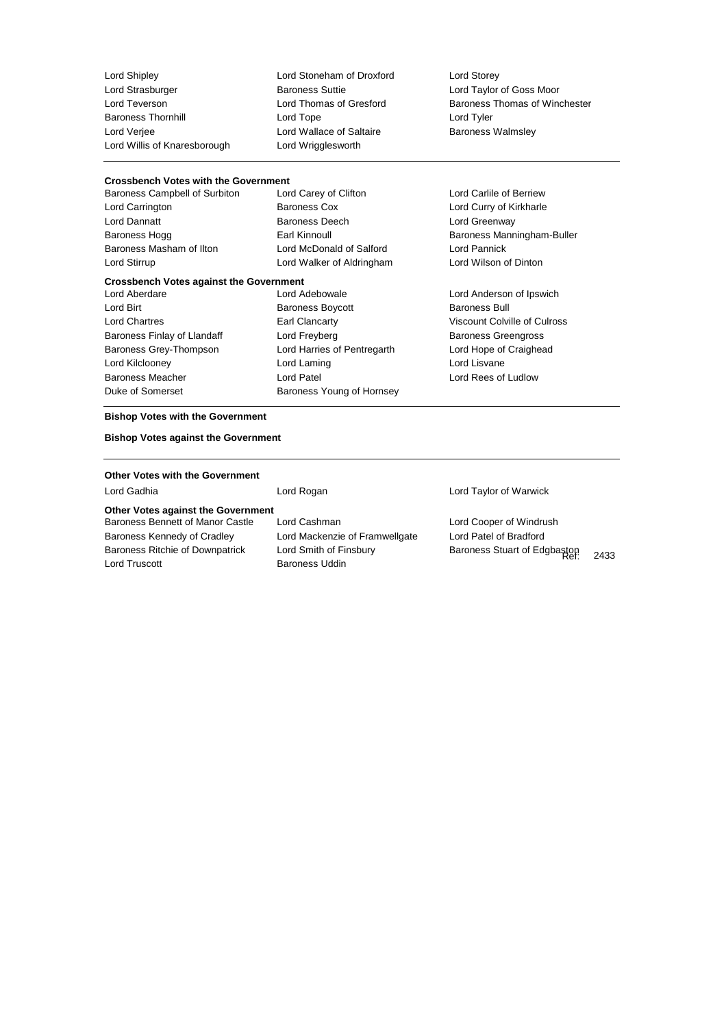| | | |
|---|---|---|
| Lord Shipley | Lord Stoneham of Droxford | Lord Storey |
| Lord Strasburger | Baroness Suttie | Lord Taylor of Goss Moor |
| Lord Teverson | Lord Thomas of Gresford | Baroness Thomas of Winchester |
| Baroness Thornhill | Lord Tope | Lord Tyler |
| Lord Verjee | Lord Wallace of Saltaire | Baroness Walmsley |
| Lord Willis of Knaresborough | Lord Wrigglesworth | |

**Crossbench Votes with the Government**

| | | |
|---|---|---|
| Baroness Campbell of Surbiton | Lord Carey of Clifton | Lord Carlile of Berriew |
| Lord Carrington | Baroness Cox | Lord Curry of Kirkharle |
| Lord Dannatt | Baroness Deech | Lord Greenway |
| Baroness Hogg | Earl Kinnoull | Baroness Manningham-Buller |
| Baroness Masham of Ilton | Lord McDonald of Salford | Lord Pannick |
| Lord Stirrup | Lord Walker of Aldringham | Lord Wilson of Dinton |

**Crossbench Votes against the Government**

| | | |
|---|---|---|
| Lord Aberdare | Lord Adebowale | Lord Anderson of Ipswich |
| Lord Birt | Baroness Boycott | Baroness Bull |
| Lord Chartres | Earl Clancarty | Viscount Colville of Culross |
| Baroness Finlay of Llandaff | Lord Freyberg | Baroness Greengross |
| Baroness Grey-Thompson | Lord Harries of Pentregarth | Lord Hope of Craighead |
| Lord Kilclooney | Lord Laming | Lord Lisvane |
| Baroness Meacher | Lord Patel | Lord Rees of Ludlow |
| Duke of Somerset | Baroness Young of Hornsey | |

**Bishop Votes with the Government**

**Bishop Votes against the Government**

**Other Votes with the Government**

| | | |
|---|---|---|
| Lord Gadhia | Lord Rogan | Lord Taylor of Warwick |

**Other Votes against the Government**

| | | |
|---|---|---|
| Baroness Bennett of Manor Castle | Lord Cashman | Lord Cooper of Windrush |
| Baroness Kennedy of Cradley | Lord Mackenzie of Framwellgate | Lord Patel of Bradford |
| Baroness Ritchie of Downpatrick | Lord Smith of Finsbury | Baroness Stuart of Edgbaston |
| Lord Truscott | Baroness Uddin | |

Ref: 2433